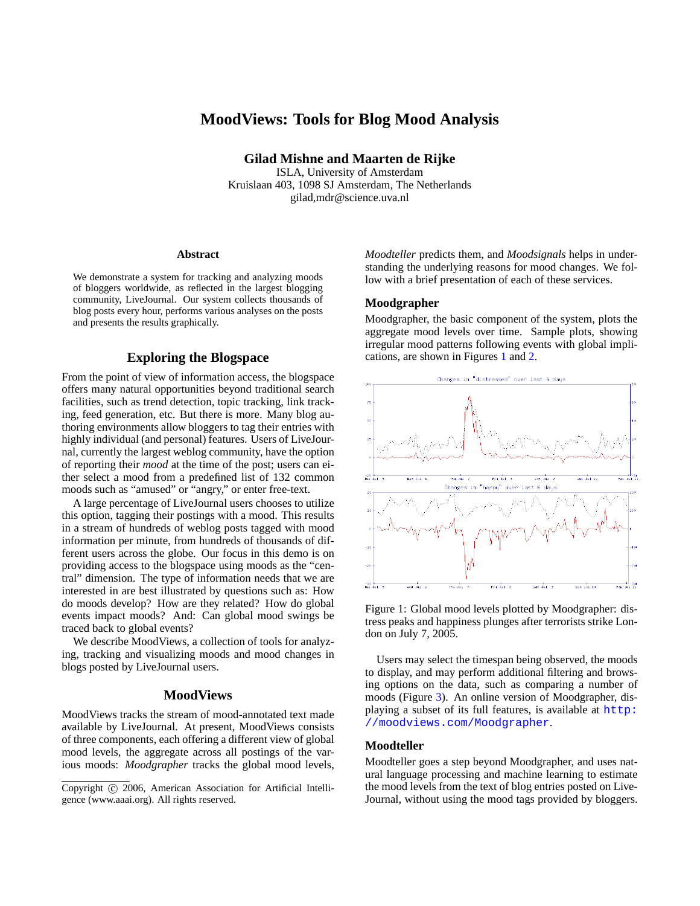# MoodViews: Tools for Blog Mood Analysis

**Gilad Mishne and Maarten de Rijke**

ISLA, University of Amsterdam
Kruislaan 403, 1098 SJ Amsterdam, The Netherlands
gilad,mdr@science.uva.nl

### Abstract

We demonstrate a system for tracking and analyzing moods of bloggers worldwide, as reflected in the largest blogging community, LiveJournal. Our system collects thousands of blog posts every hour, performs various analyses on the posts and presents the results graphically.

## Exploring the Blogspace

From the point of view of information access, the blogspace offers many natural opportunities beyond traditional search facilities, such as trend detection, topic tracking, link tracking, feed generation, etc. But there is more. Many blog authoring environments allow bloggers to tag their entries with highly individual (and personal) features. Users of LiveJournal, currently the largest weblog community, have the option of reporting their *mood* at the time of the post; users can either select a mood from a predefined list of 132 common moods such as "amused" or "angry," or enter free-text.

A large percentage of LiveJournal users chooses to utilize this option, tagging their postings with a mood. This results in a stream of hundreds of weblog posts tagged with mood information per minute, from hundreds of thousands of different users across the globe. Our focus in this demo is on providing access to the blogspace using moods as the "central" dimension. The type of information needs that we are interested in are best illustrated by questions such as: How do moods develop? How are they related? How do global events impact moods? And: Can global mood swings be traced back to global events?

We describe MoodViews, a collection of tools for analyzing, tracking and visualizing moods and mood changes in blogs posted by LiveJournal users.

## MoodViews

MoodViews tracks the stream of mood-annotated text made available by LiveJournal. At present, MoodViews consists of three components, each offering a different view of global mood levels, the aggregate across all postings of the various moods: *Moodgrapher* tracks the global mood levels, *Moodteller* predicts them, and *Moodsignals* helps in understanding the underlying reasons for mood changes. We follow with a brief presentation of each of these services.

### Moodgrapher

Moodgrapher, the basic component of the system, plots the aggregate mood levels over time. Sample plots, showing irregular mood patterns following events with global implications, are shown in Figures 1 and 2.

Figure 1: Global mood levels plotted by Moodgrapher: distress peaks and happiness plunges after terrorists strike London on July 7, 2005.

Users may select the timespan being observed, the moods to display, and may perform additional filtering and browsing options on the data, such as comparing a number of moods (Figure 3). An online version of Moodgrapher, displaying a subset of its full features, is available at http://moodviews.com/Moodgrapher.

### Moodteller

Moodteller goes a step beyond Moodgrapher, and uses natural language processing and machine learning to estimate the mood levels from the text of blog entries posted on LiveJournal, without using the mood tags provided by bloggers.

Copyright © 2006, American Association for Artificial Intelligence (www.aaai.org). All rights reserved.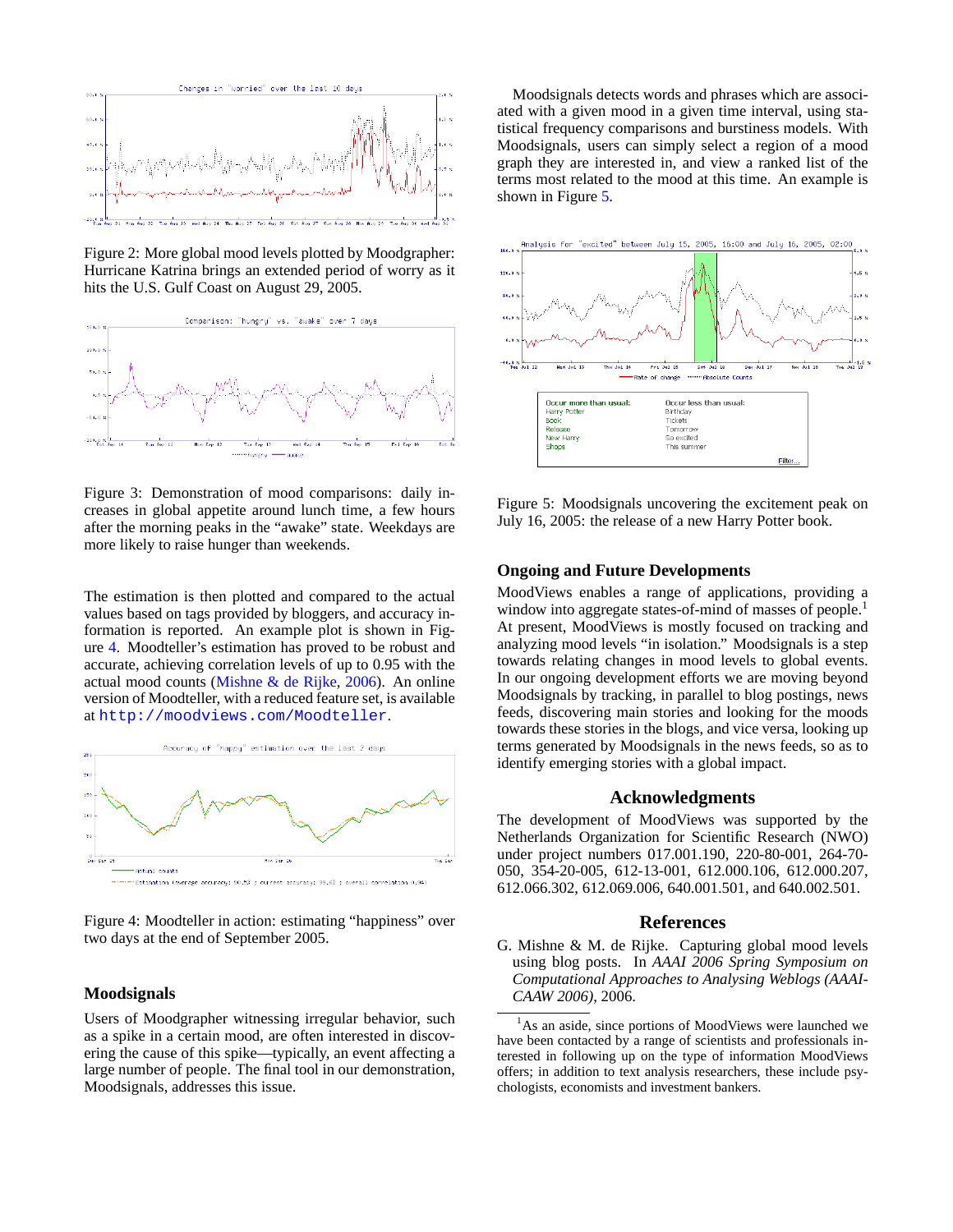Changes in "worried" over the last 10 days

Figure 2: More global mood levels plotted by Moodgrapher: Hurricane Katrina brings an extended period of worry as it hits the U.S. Gulf Coast on August 29, 2005.

Comparison: "hungry" vs. "awake" over 7 days

hungry awake

Figure 3: Demonstration of mood comparisons: daily increases in global appetite around lunch time, a few hours after the morning peaks in the "awake" state. Weekdays are more likely to raise hunger than weekends.

The estimation is then plotted and compared to the actual values based on tags provided by bloggers, and accuracy information is reported. An example plot is shown in Figure 4. Moodteller's estimation has proved to be robust and accurate, achieving correlation levels of up to 0.95 with the actual mood counts (Mishne & de Rijke, 2006). An online version of Moodteller, with a reduced feature set, is available at `http://moodviews.com/Moodteller`.

Accuracy of "happy" estimation over the last 2 days

actual counts

Figure 4: Moodteller in action: estimating "happiness" over two days at the end of September 2005.

## Moodsignals

Users of Moodgrapher witnessing irregular behavior, such as a spike in a certain mood, are often interested in discovering the cause of this spike—typically, an event affecting a large number of people. The final tool in our demonstration, Moodsignals, addresses this issue.

Moodsignals detects words and phrases which are associated with a given mood in a given time interval, using statistical frequency comparisons and burstiness models. With Moodsignals, users can simply select a region of a mood graph they are interested in, and view a ranked list of the terms most related to the mood at this time. An example is shown in Figure 5.

Analysis for "excited" between July 15, 2005, 16:00 and July 16, 2005, 02:00

Rate of change   Absolute Counts

Occur more than usual: Harry Potter, Book, Release, New Harry, Shops

Occur less than usual: Birthday, Tickets, Tomorrow, So excited, This summer

Filter...

Figure 5: Moodsignals uncovering the excitement peak on July 16, 2005: the release of a new Harry Potter book.

## Ongoing and Future Developments

MoodViews enables a range of applications, providing a window into aggregate states-of-mind of masses of people.[1] At present, MoodViews is mostly focused on tracking and analyzing mood levels "in isolation." Moodsignals is a step towards relating changes in mood levels to global events. In our ongoing development efforts we are moving beyond Moodsignals by tracking, in parallel to blog postings, news feeds, discovering main stories and looking for the moods towards these stories in the blogs, and vice versa, looking up terms generated by Moodsignals in the news feeds, so as to identify emerging stories with a global impact.

## Acknowledgments

The development of MoodViews was supported by the Netherlands Organization for Scientific Research (NWO) under project numbers 017.001.190, 220-80-001, 264-70-050, 354-20-005, 612-13-001, 612.000.106, 612.000.207, 612.066.302, 612.069.006, 640.001.501, and 640.002.501.

## References

G. Mishne & M. de Rijke. Capturing global mood levels using blog posts. In *AAAI 2006 Spring Symposium on Computational Approaches to Analysing Weblogs (AAAI-CAAW 2006)*, 2006.

[1] As an aside, since portions of MoodViews were launched we have been contacted by a range of scientists and professionals interested in following up on the type of information MoodViews offers; in addition to text analysis researchers, these include psychologists, economists and investment bankers.